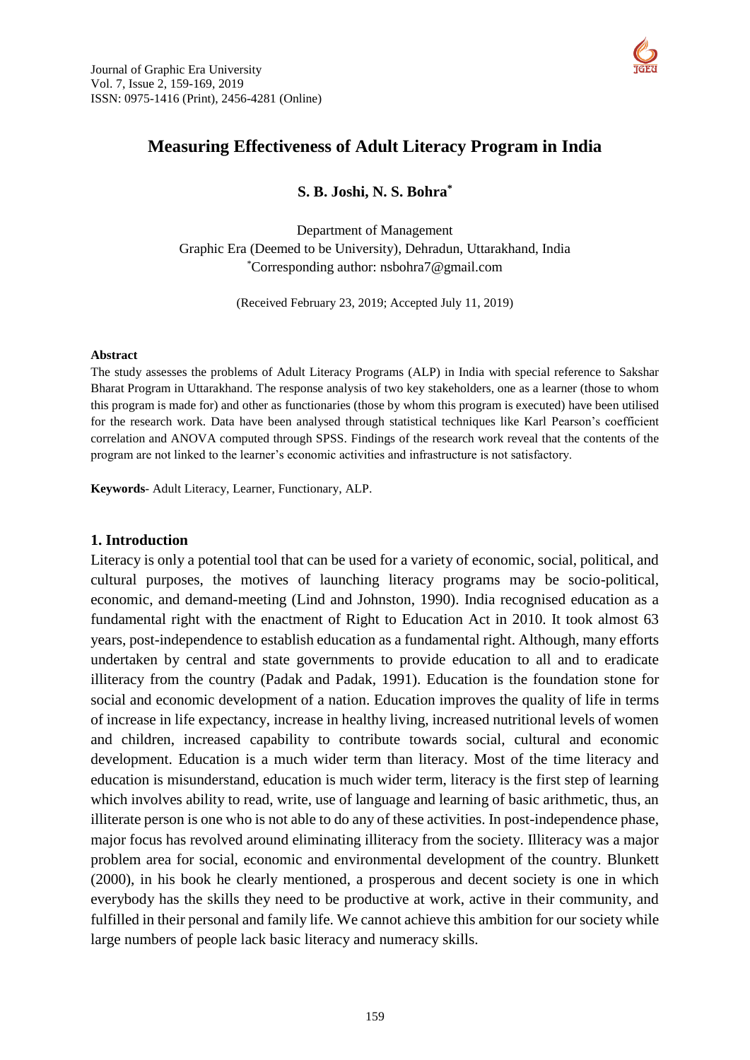# Measuring Effectiveness of Adult Literacy Program in India

**S. B. Joshi, N. S. Bohra***

Department of Management
Graphic Era (Deemed to be University), Dehradun, Uttarakhand, India
*Corresponding author: nsbohra7@gmail.com

(Received February 23, 2019; Accepted July 11, 2019)

#### Abstract

The study assesses the problems of Adult Literacy Programs (ALP) in India with special reference to Sakshar Bharat Program in Uttarakhand. The response analysis of two key stakeholders, one as a learner (those to whom this program is made for) and other as functionaries (those by whom this program is executed) have been utilised for the research work. Data have been analysed through statistical techniques like Karl Pearson's coefficient correlation and ANOVA computed through SPSS. Findings of the research work reveal that the contents of the program are not linked to the learner's economic activities and infrastructure is not satisfactory.

**Keywords**- Adult Literacy, Learner, Functionary, ALP.

## 1. Introduction

Literacy is only a potential tool that can be used for a variety of economic, social, political, and cultural purposes, the motives of launching literacy programs may be socio-political, economic, and demand-meeting (Lind and Johnston, 1990). India recognised education as a fundamental right with the enactment of Right to Education Act in 2010. It took almost 63 years, post-independence to establish education as a fundamental right. Although, many efforts undertaken by central and state governments to provide education to all and to eradicate illiteracy from the country (Padak and Padak, 1991). Education is the foundation stone for social and economic development of a nation. Education improves the quality of life in terms of increase in life expectancy, increase in healthy living, increased nutritional levels of women and children, increased capability to contribute towards social, cultural and economic development. Education is a much wider term than literacy. Most of the time literacy and education is misunderstand, education is much wider term, literacy is the first step of learning which involves ability to read, write, use of language and learning of basic arithmetic, thus, an illiterate person is one who is not able to do any of these activities. In post-independence phase, major focus has revolved around eliminating illiteracy from the society. Illiteracy was a major problem area for social, economic and environmental development of the country. Blunkett (2000), in his book he clearly mentioned, a prosperous and decent society is one in which everybody has the skills they need to be productive at work, active in their community, and fulfilled in their personal and family life. We cannot achieve this ambition for our society while large numbers of people lack basic literacy and numeracy skills.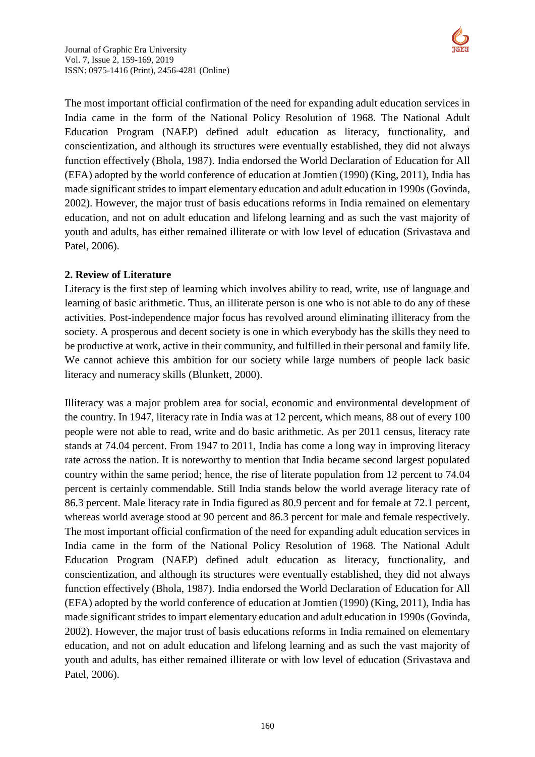The most important official confirmation of the need for expanding adult education services in India came in the form of the National Policy Resolution of 1968. The National Adult Education Program (NAEP) defined adult education as literacy, functionality, and conscientization, and although its structures were eventually established, they did not always function effectively (Bhola, 1987). India endorsed the World Declaration of Education for All (EFA) adopted by the world conference of education at Jomtien (1990) (King, 2011), India has made significant strides to impart elementary education and adult education in 1990s (Govinda, 2002). However, the major trust of basis educations reforms in India remained on elementary education, and not on adult education and lifelong learning and as such the vast majority of youth and adults, has either remained illiterate or with low level of education (Srivastava and Patel, 2006).

## 2. Review of Literature

Literacy is the first step of learning which involves ability to read, write, use of language and learning of basic arithmetic. Thus, an illiterate person is one who is not able to do any of these activities. Post-independence major focus has revolved around eliminating illiteracy from the society. A prosperous and decent society is one in which everybody has the skills they need to be productive at work, active in their community, and fulfilled in their personal and family life. We cannot achieve this ambition for our society while large numbers of people lack basic literacy and numeracy skills (Blunkett, 2000).

Illiteracy was a major problem area for social, economic and environmental development of the country. In 1947, literacy rate in India was at 12 percent, which means, 88 out of every 100 people were not able to read, write and do basic arithmetic. As per 2011 census, literacy rate stands at 74.04 percent. From 1947 to 2011, India has come a long way in improving literacy rate across the nation. It is noteworthy to mention that India became second largest populated country within the same period; hence, the rise of literate population from 12 percent to 74.04 percent is certainly commendable. Still India stands below the world average literacy rate of 86.3 percent. Male literacy rate in India figured as 80.9 percent and for female at 72.1 percent, whereas world average stood at 90 percent and 86.3 percent for male and female respectively. The most important official confirmation of the need for expanding adult education services in India came in the form of the National Policy Resolution of 1968. The National Adult Education Program (NAEP) defined adult education as literacy, functionality, and conscientization, and although its structures were eventually established, they did not always function effectively (Bhola, 1987). India endorsed the World Declaration of Education for All (EFA) adopted by the world conference of education at Jomtien (1990) (King, 2011), India has made significant strides to impart elementary education and adult education in 1990s (Govinda, 2002). However, the major trust of basis educations reforms in India remained on elementary education, and not on adult education and lifelong learning and as such the vast majority of youth and adults, has either remained illiterate or with low level of education (Srivastava and Patel, 2006).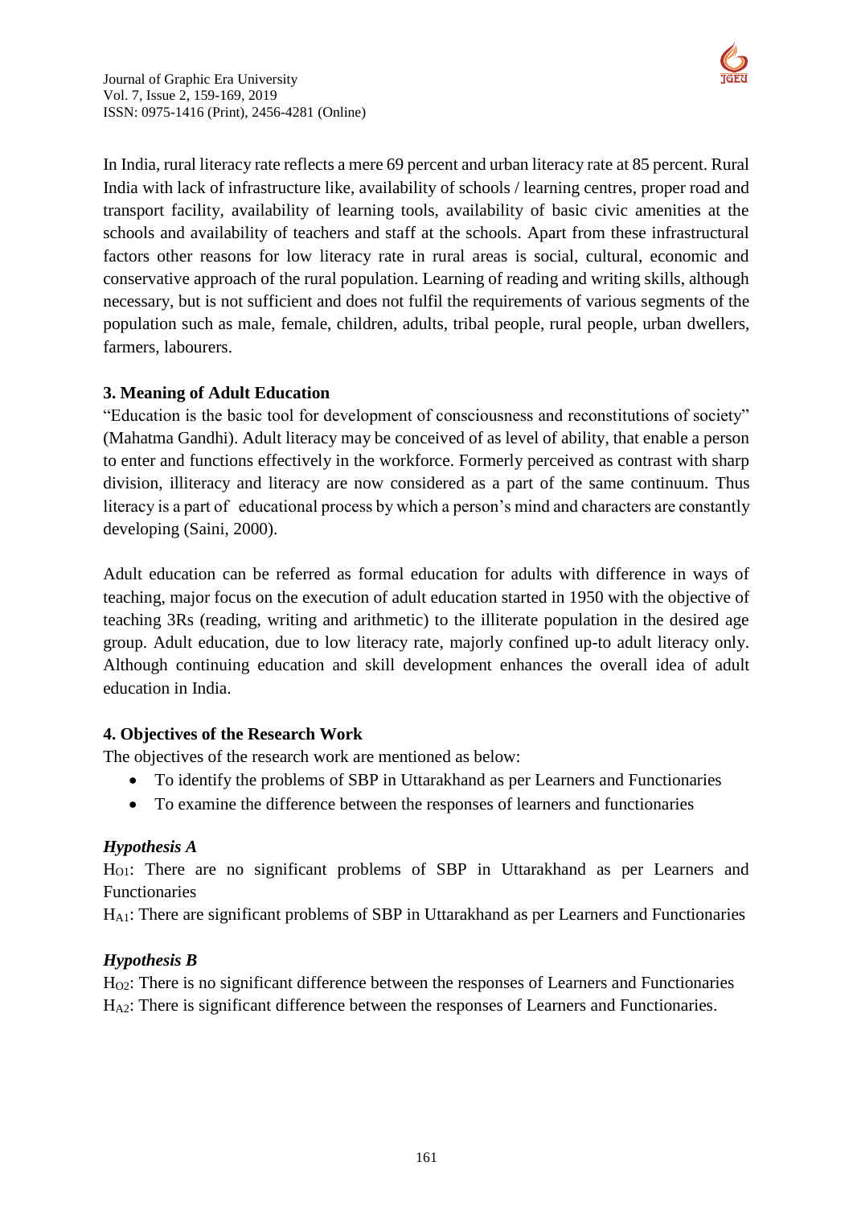In India, rural literacy rate reflects a mere 69 percent and urban literacy rate at 85 percent. Rural India with lack of infrastructure like, availability of schools / learning centres, proper road and transport facility, availability of learning tools, availability of basic civic amenities at the schools and availability of teachers and staff at the schools. Apart from these infrastructural factors other reasons for low literacy rate in rural areas is social, cultural, economic and conservative approach of the rural population. Learning of reading and writing skills, although necessary, but is not sufficient and does not fulfil the requirements of various segments of the population such as male, female, children, adults, tribal people, rural people, urban dwellers, farmers, labourers.

## 3. Meaning of Adult Education

"Education is the basic tool for development of consciousness and reconstitutions of society" (Mahatma Gandhi). Adult literacy may be conceived of as level of ability, that enable a person to enter and functions effectively in the workforce. Formerly perceived as contrast with sharp division, illiteracy and literacy are now considered as a part of the same continuum. Thus literacy is a part of educational process by which a person's mind and characters are constantly developing (Saini, 2000).

Adult education can be referred as formal education for adults with difference in ways of teaching, major focus on the execution of adult education started in 1950 with the objective of teaching 3Rs (reading, writing and arithmetic) to the illiterate population in the desired age group. Adult education, due to low literacy rate, majorly confined up-to adult literacy only. Although continuing education and skill development enhances the overall idea of adult education in India.

## 4. Objectives of the Research Work

The objectives of the research work are mentioned as below:

- To identify the problems of SBP in Uttarakhand as per Learners and Functionaries
- To examine the difference between the responses of learners and functionaries

### *Hypothesis A*

$H_{O1}$: There are no significant problems of SBP in Uttarakhand as per Learners and Functionaries

$H_{A1}$: There are significant problems of SBP in Uttarakhand as per Learners and Functionaries

### *Hypothesis B*

$H_{O2}$: There is no significant difference between the responses of Learners and Functionaries

$H_{A2}$: There is significant difference between the responses of Learners and Functionaries.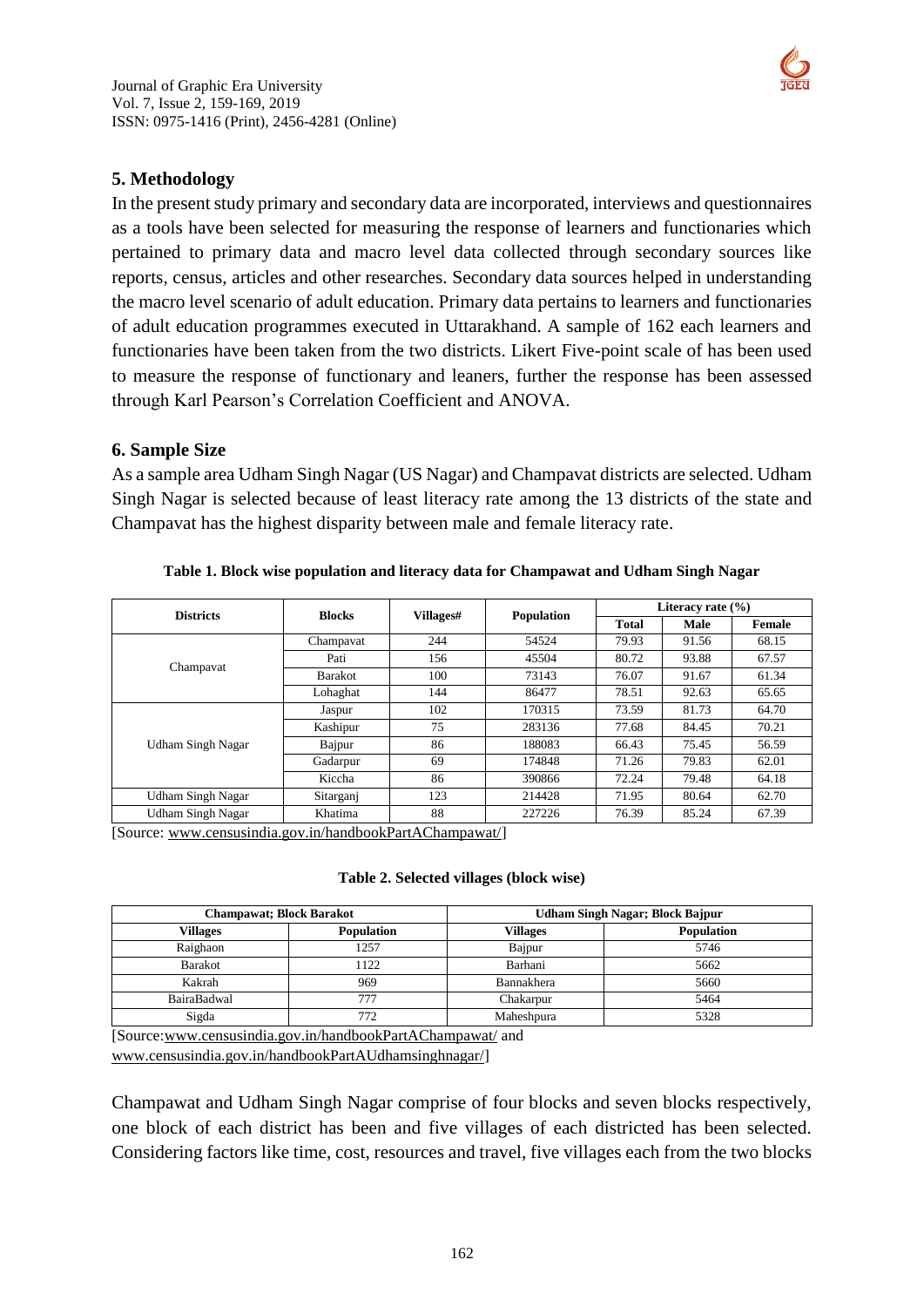## 5. Methodology

In the present study primary and secondary data are incorporated, interviews and questionnaires as a tools have been selected for measuring the response of learners and functionaries which pertained to primary data and macro level data collected through secondary sources like reports, census, articles and other researches. Secondary data sources helped in understanding the macro level scenario of adult education. Primary data pertains to learners and functionaries of adult education programmes executed in Uttarakhand. A sample of 162 each learners and functionaries have been taken from the two districts. Likert Five-point scale of has been used to measure the response of functionary and leaners, further the response has been assessed through Karl Pearson's Correlation Coefficient and ANOVA.

## 6. Sample Size

As a sample area Udham Singh Nagar (US Nagar) and Champavat districts are selected. Udham Singh Nagar is selected because of least literacy rate among the 13 districts of the state and Champavat has the highest disparity between male and female literacy rate.

**Table 1. Block wise population and literacy data for Champawat and Udham Singh Nagar**

| Districts | Blocks | Villages# | Population | Literacy rate (%) | | |
|---|---|---|---|---|---|---|
| | | | | Total | Male | Female |
| Champavat | Champavat | 244 | 54524 | 79.93 | 91.56 | 68.15 |
| | Pati | 156 | 45504 | 80.72 | 93.88 | 67.57 |
| | Barakot | 100 | 73143 | 76.07 | 91.67 | 61.34 |
| | Lohaghat | 144 | 86477 | 78.51 | 92.63 | 65.65 |
| Udham Singh Nagar | Jaspur | 102 | 170315 | 73.59 | 81.73 | 64.70 |
| | Kashipur | 75 | 283136 | 77.68 | 84.45 | 70.21 |
| | Bajpur | 86 | 188083 | 66.43 | 75.45 | 56.59 |
| | Gadarpur | 69 | 174848 | 71.26 | 79.83 | 62.01 |
| | Kiccha | 86 | 390866 | 72.24 | 79.48 | 64.18 |
| Udham Singh Nagar | Sitarganj | 123 | 214428 | 71.95 | 80.64 | 62.70 |
| Udham Singh Nagar | Khatima | 88 | 227226 | 76.39 | 85.24 | 67.39 |

[Source: www.censusindia.gov.in/handbookPartAChampawat/]

**Table 2. Selected villages (block wise)**

| Champawat; Block Barakot | | Udham Singh Nagar; Block Bajpur | |
|---|---|---|---|
| Villages | Population | Villages | Population |
| Raighaon | 1257 | Bajpur | 5746 |
| Barakot | 1122 | Barhani | 5662 |
| Kakrah | 969 | Bannakhera | 5660 |
| BairaBadwal | 777 | Chakarpur | 5464 |
| Sigda | 772 | Maheshpura | 5328 |

[Source:www.censusindia.gov.in/handbookPartAChampawat/ and www.censusindia.gov.in/handbookPartAUdhamsinghnagar/]

Champawat and Udham Singh Nagar comprise of four blocks and seven blocks respectively, one block of each district has been and five villages of each districted has been selected. Considering factors like time, cost, resources and travel, five villages each from the two blocks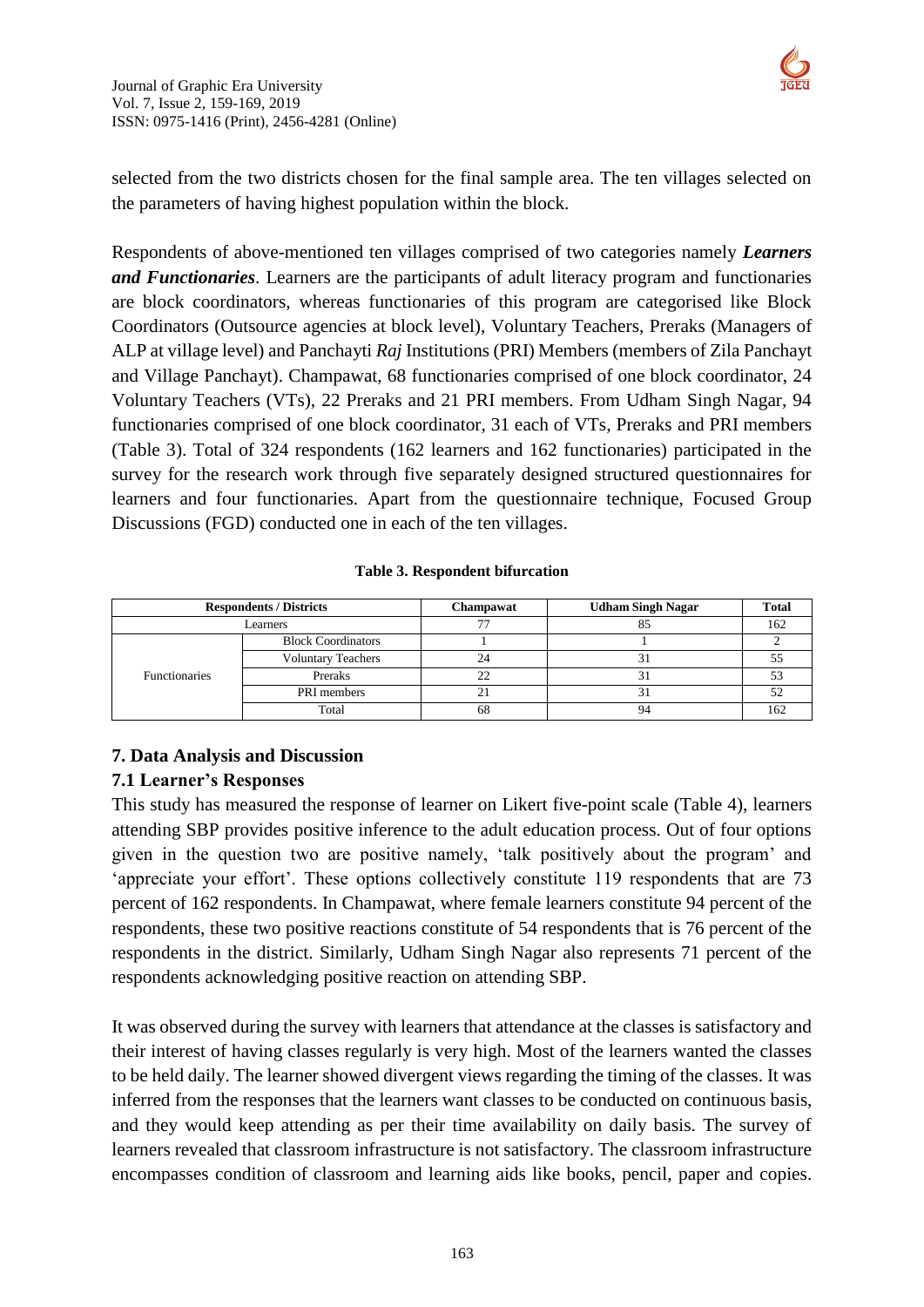selected from the two districts chosen for the final sample area. The ten villages selected on the parameters of having highest population within the block.

Respondents of above-mentioned ten villages comprised of two categories namely ***Learners and Functionaries***. Learners are the participants of adult literacy program and functionaries are block coordinators, whereas functionaries of this program are categorised like Block Coordinators (Outsource agencies at block level), Voluntary Teachers, Preraks (Managers of ALP at village level) and Panchayti *Raj* Institutions (PRI) Members (members of Zila Panchayt and Village Panchayt). Champawat, 68 functionaries comprised of one block coordinator, 24 Voluntary Teachers (VTs), 22 Preraks and 21 PRI members. From Udham Singh Nagar, 94 functionaries comprised of one block coordinator, 31 each of VTs, Preraks and PRI members (Table 3). Total of 324 respondents (162 learners and 162 functionaries) participated in the survey for the research work through five separately designed structured questionnaires for learners and four functionaries. Apart from the questionnaire technique, Focused Group Discussions (FGD) conducted one in each of the ten villages.

**Table 3. Respondent bifurcation**

| Respondents / Districts | | Champawat | Udham Singh Nagar | Total |
|---|---|---|---|---|
| Learners | | 77 | 85 | 162 |
| Functionaries | Block Coordinators | 1 | 1 | 2 |
| | Voluntary Teachers | 24 | 31 | 55 |
| | Preraks | 22 | 31 | 53 |
| | PRI members | 21 | 31 | 52 |
| | Total | 68 | 94 | 162 |

## 7. Data Analysis and Discussion

### 7.1 Learner's Responses

This study has measured the response of learner on Likert five-point scale (Table 4), learners attending SBP provides positive inference to the adult education process. Out of four options given in the question two are positive namely, 'talk positively about the program' and 'appreciate your effort'. These options collectively constitute 119 respondents that are 73 percent of 162 respondents. In Champawat, where female learners constitute 94 percent of the respondents, these two positive reactions constitute of 54 respondents that is 76 percent of the respondents in the district. Similarly, Udham Singh Nagar also represents 71 percent of the respondents acknowledging positive reaction on attending SBP.

It was observed during the survey with learners that attendance at the classes is satisfactory and their interest of having classes regularly is very high. Most of the learners wanted the classes to be held daily. The learner showed divergent views regarding the timing of the classes. It was inferred from the responses that the learners want classes to be conducted on continuous basis, and they would keep attending as per their time availability on daily basis. The survey of learners revealed that classroom infrastructure is not satisfactory. The classroom infrastructure encompasses condition of classroom and learning aids like books, pencil, paper and copies.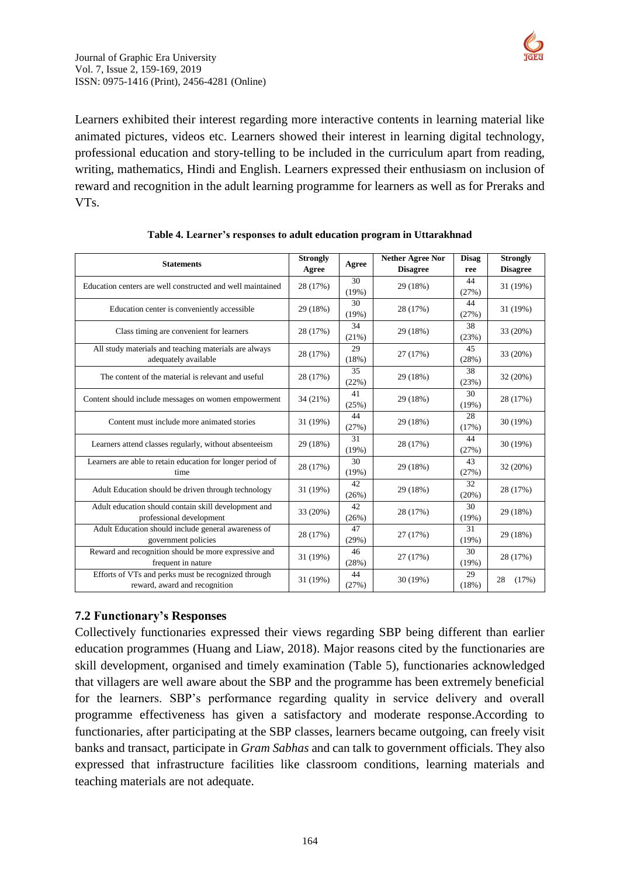Learners exhibited their interest regarding more interactive contents in learning material like animated pictures, videos etc. Learners showed their interest in learning digital technology, professional education and story-telling to be included in the curriculum apart from reading, writing, mathematics, Hindi and English. Learners expressed their enthusiasm on inclusion of reward and recognition in the adult learning programme for learners as well as for Preraks and VTs.

**Table 4. Learner's responses to adult education program in Uttarakhnad**

| Statements | Strongly Agree | Agree | Nether Agree Nor Disagree | Disagree | Strongly Disagree |
|---|---|---|---|---|---|
| Education centers are well constructed and well maintained | 28 (17%) | 30 (19%) | 29 (18%) | 44 (27%) | 31 (19%) |
| Education center is conveniently accessible | 29 (18%) | 30 (19%) | 28 (17%) | 44 (27%) | 31 (19%) |
| Class timing are convenient for learners | 28 (17%) | 34 (21%) | 29 (18%) | 38 (23%) | 33 (20%) |
| All study materials and teaching materials are always adequately available | 28 (17%) | 29 (18%) | 27 (17%) | 45 (28%) | 33 (20%) |
| The content of the material is relevant and useful | 28 (17%) | 35 (22%) | 29 (18%) | 38 (23%) | 32 (20%) |
| Content should include messages on women empowerment | 34 (21%) | 41 (25%) | 29 (18%) | 30 (19%) | 28 (17%) |
| Content must include more animated stories | 31 (19%) | 44 (27%) | 29 (18%) | 28 (17%) | 30 (19%) |
| Learners attend classes regularly, without absenteeism | 29 (18%) | 31 (19%) | 28 (17%) | 44 (27%) | 30 (19%) |
| Learners are able to retain education for longer period of time | 28 (17%) | 30 (19%) | 29 (18%) | 43 (27%) | 32 (20%) |
| Adult Education should be driven through technology | 31 (19%) | 42 (26%) | 29 (18%) | 32 (20%) | 28 (17%) |
| Adult education should contain skill development and professional development | 33 (20%) | 42 (26%) | 28 (17%) | 30 (19%) | 29 (18%) |
| Adult Education should include general awareness of government policies | 28 (17%) | 47 (29%) | 27 (17%) | 31 (19%) | 29 (18%) |
| Reward and recognition should be more expressive and frequent in nature | 31 (19%) | 46 (28%) | 27 (17%) | 30 (19%) | 28 (17%) |
| Efforts of VTs and perks must be recognized through reward, award and recognition | 31 (19%) | 44 (27%) | 30 (19%) | 29 (18%) | 28 (17%) |

### 7.2 Functionary's Responses

Collectively functionaries expressed their views regarding SBP being different than earlier education programmes (Huang and Liaw, 2018). Major reasons cited by the functionaries are skill development, organised and timely examination (Table 5), functionaries acknowledged that villagers are well aware about the SBP and the programme has been extremely beneficial for the learners. SBP's performance regarding quality in service delivery and overall programme effectiveness has given a satisfactory and moderate response.According to functionaries, after participating at the SBP classes, learners became outgoing, can freely visit banks and transact, participate in *Gram Sabhas* and can talk to government officials. They also expressed that infrastructure facilities like classroom conditions, learning materials and teaching materials are not adequate.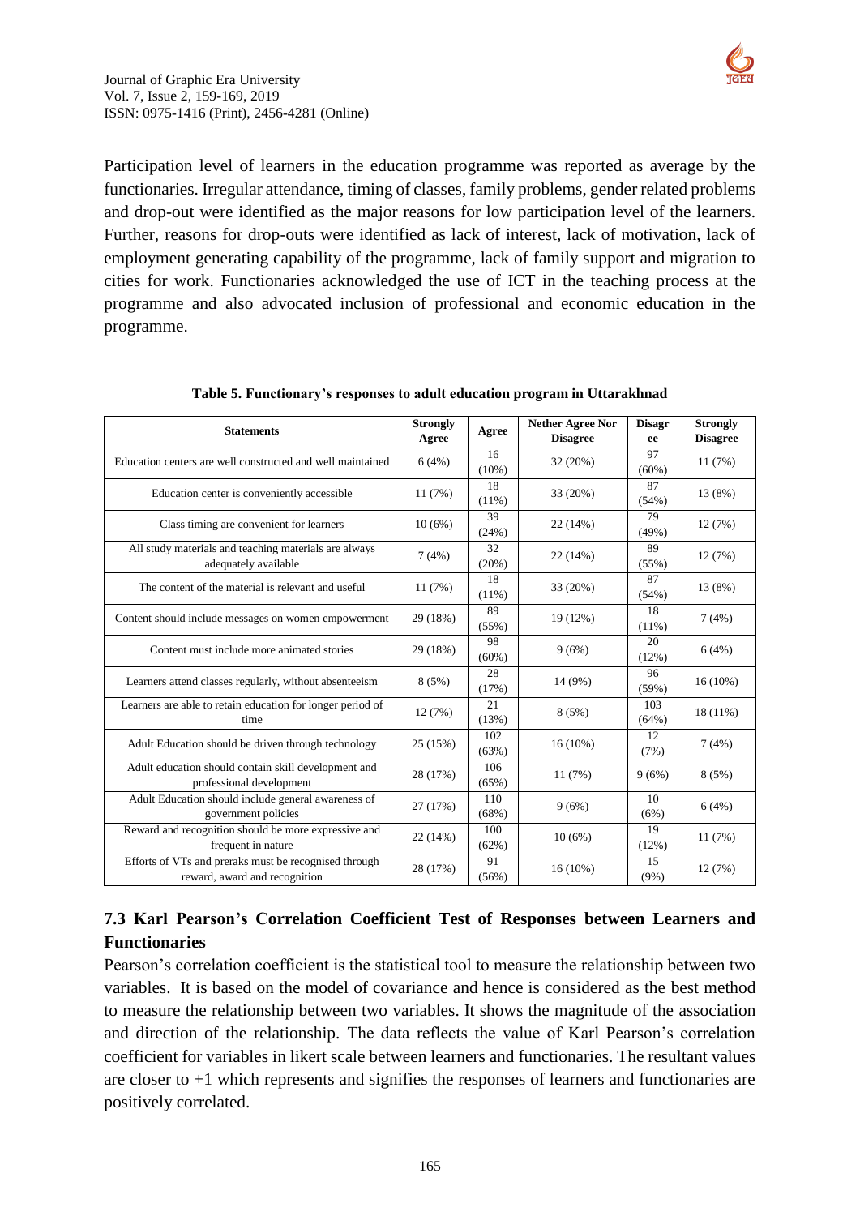Participation level of learners in the education programme was reported as average by the functionaries. Irregular attendance, timing of classes, family problems, gender related problems and drop-out were identified as the major reasons for low participation level of the learners. Further, reasons for drop-outs were identified as lack of interest, lack of motivation, lack of employment generating capability of the programme, lack of family support and migration to cities for work. Functionaries acknowledged the use of ICT in the teaching process at the programme and also advocated inclusion of professional and economic education in the programme.

**Table 5. Functionary's responses to adult education program in Uttarakhnad**

| Statements | Strongly Agree | Agree | Nether Agree Nor Disagree | Disagree | Strongly Disagree |
|---|---|---|---|---|---|
| Education centers are well constructed and well maintained | 6 (4%) | 16 (10%) | 32 (20%) | 97 (60%) | 11 (7%) |
| Education center is conveniently accessible | 11 (7%) | 18 (11%) | 33 (20%) | 87 (54%) | 13 (8%) |
| Class timing are convenient for learners | 10 (6%) | 39 (24%) | 22 (14%) | 79 (49%) | 12 (7%) |
| All study materials and teaching materials are always adequately available | 7 (4%) | 32 (20%) | 22 (14%) | 89 (55%) | 12 (7%) |
| The content of the material is relevant and useful | 11 (7%) | 18 (11%) | 33 (20%) | 87 (54%) | 13 (8%) |
| Content should include messages on women empowerment | 29 (18%) | 89 (55%) | 19 (12%) | 18 (11%) | 7 (4%) |
| Content must include more animated stories | 29 (18%) | 98 (60%) | 9 (6%) | 20 (12%) | 6 (4%) |
| Learners attend classes regularly, without absenteeism | 8 (5%) | 28 (17%) | 14 (9%) | 96 (59%) | 16 (10%) |
| Learners are able to retain education for longer period of time | 12 (7%) | 21 (13%) | 8 (5%) | 103 (64%) | 18 (11%) |
| Adult Education should be driven through technology | 25 (15%) | 102 (63%) | 16 (10%) | 12 (7%) | 7 (4%) |
| Adult education should contain skill development and professional development | 28 (17%) | 106 (65%) | 11 (7%) | 9 (6%) | 8 (5%) |
| Adult Education should include general awareness of government policies | 27 (17%) | 110 (68%) | 9 (6%) | 10 (6%) | 6 (4%) |
| Reward and recognition should be more expressive and frequent in nature | 22 (14%) | 100 (62%) | 10 (6%) | 19 (12%) | 11 (7%) |
| Efforts of VTs and preraks must be recognised through reward, award and recognition | 28 (17%) | 91 (56%) | 16 (10%) | 15 (9%) | 12 (7%) |

## 7.3 Karl Pearson's Correlation Coefficient Test of Responses between Learners and Functionaries

Pearson's correlation coefficient is the statistical tool to measure the relationship between two variables. It is based on the model of covariance and hence is considered as the best method to measure the relationship between two variables. It shows the magnitude of the association and direction of the relationship. The data reflects the value of Karl Pearson's correlation coefficient for variables in likert scale between learners and functionaries. The resultant values are closer to +1 which represents and signifies the responses of learners and functionaries are positively correlated.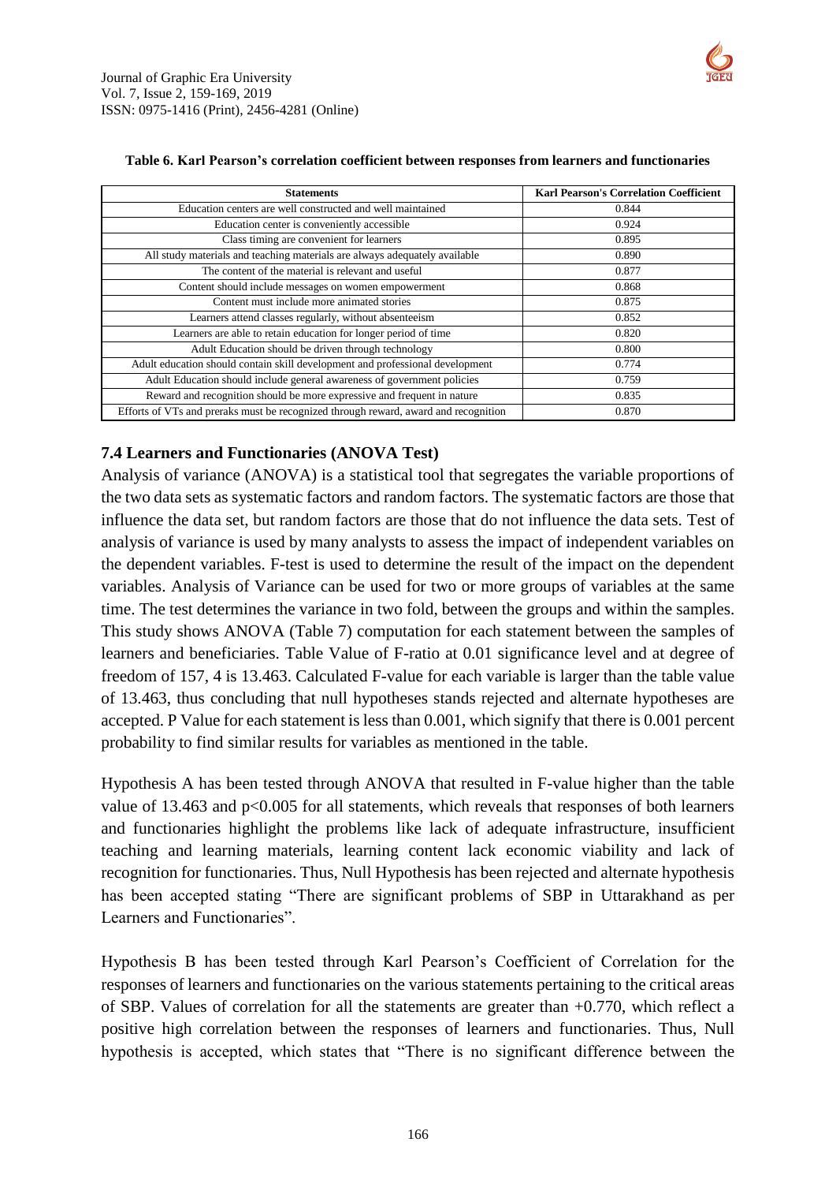**Table 6. Karl Pearson's correlation coefficient between responses from learners and functionaries**

| Statements | Karl Pearson's Correlation Coefficient |
|---|---|
| Education centers are well constructed and well maintained | 0.844 |
| Education center is conveniently accessible | 0.924 |
| Class timing are convenient for learners | 0.895 |
| All study materials and teaching materials are always adequately available | 0.890 |
| The content of the material is relevant and useful | 0.877 |
| Content should include messages on women empowerment | 0.868 |
| Content must include more animated stories | 0.875 |
| Learners attend classes regularly, without absenteeism | 0.852 |
| Learners are able to retain education for longer period of time | 0.820 |
| Adult Education should be driven through technology | 0.800 |
| Adult education should contain skill development and professional development | 0.774 |
| Adult Education should include general awareness of government policies | 0.759 |
| Reward and recognition should be more expressive and frequent in nature | 0.835 |
| Efforts of VTs and preraks must be recognized through reward, award and recognition | 0.870 |

### 7.4 Learners and Functionaries (ANOVA Test)

Analysis of variance (ANOVA) is a statistical tool that segregates the variable proportions of the two data sets as systematic factors and random factors. The systematic factors are those that influence the data set, but random factors are those that do not influence the data sets. Test of analysis of variance is used by many analysts to assess the impact of independent variables on the dependent variables. F-test is used to determine the result of the impact on the dependent variables. Analysis of Variance can be used for two or more groups of variables at the same time. The test determines the variance in two fold, between the groups and within the samples. This study shows ANOVA (Table 7) computation for each statement between the samples of learners and beneficiaries. Table Value of F-ratio at 0.01 significance level and at degree of freedom of 157, 4 is 13.463. Calculated F-value for each variable is larger than the table value of 13.463, thus concluding that null hypotheses stands rejected and alternate hypotheses are accepted. P Value for each statement is less than 0.001, which signify that there is 0.001 percent probability to find similar results for variables as mentioned in the table.

Hypothesis A has been tested through ANOVA that resulted in F-value higher than the table value of 13.463 and $p<0.005$ for all statements, which reveals that responses of both learners and functionaries highlight the problems like lack of adequate infrastructure, insufficient teaching and learning materials, learning content lack economic viability and lack of recognition for functionaries. Thus, Null Hypothesis has been rejected and alternate hypothesis has been accepted stating "There are significant problems of SBP in Uttarakhand as per Learners and Functionaries".

Hypothesis B has been tested through Karl Pearson's Coefficient of Correlation for the responses of learners and functionaries on the various statements pertaining to the critical areas of SBP. Values of correlation for all the statements are greater than +0.770, which reflect a positive high correlation between the responses of learners and functionaries. Thus, Null hypothesis is accepted, which states that "There is no significant difference between the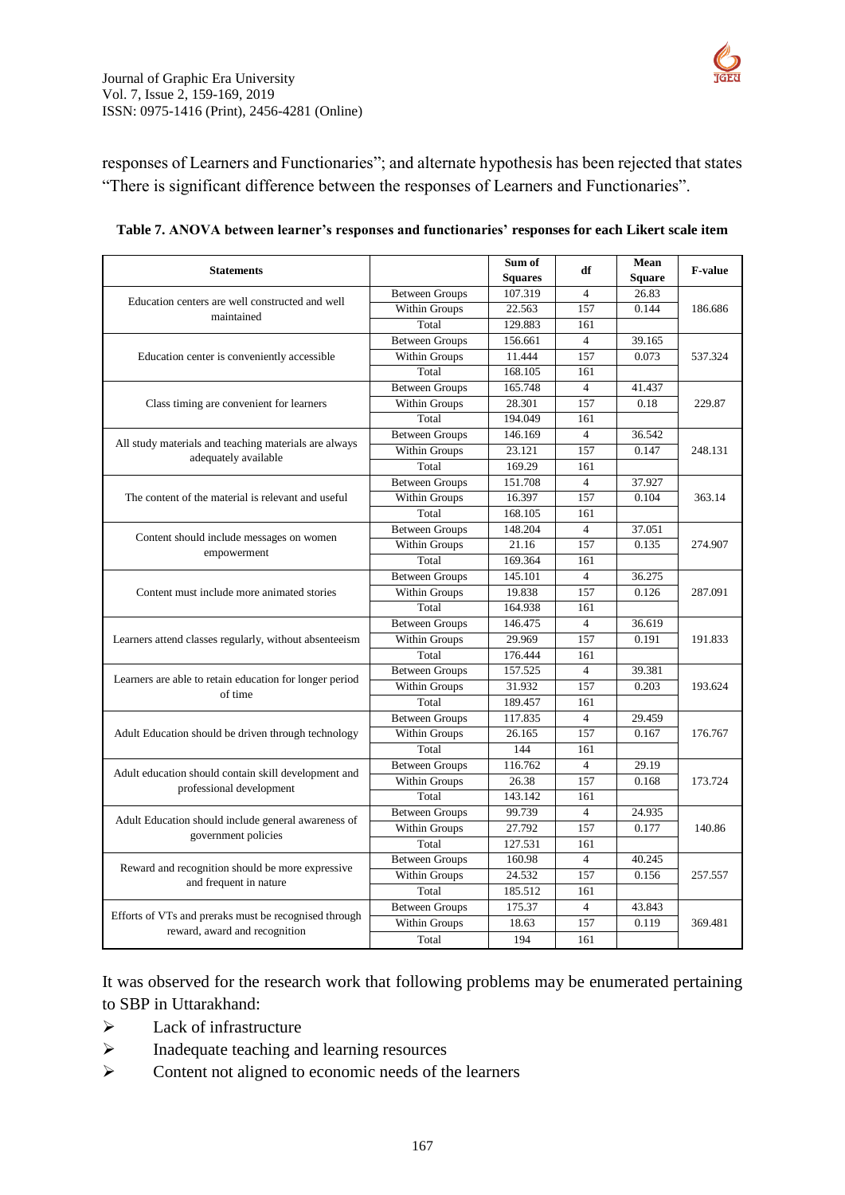responses of Learners and Functionaries"; and alternate hypothesis has been rejected that states "There is significant difference between the responses of Learners and Functionaries".

**Table 7. ANOVA between learner's responses and functionaries' responses for each Likert scale item**

| Statements | | Sum of Squares | df | Mean Square | F-value |
|---|---|---|---|---|---|
| Education centers are well constructed and well maintained | Between Groups | 107.319 | 4 | 26.83 | 186.686 |
| | Within Groups | 22.563 | 157 | 0.144 | |
| | Total | 129.883 | 161 | | |
| Education center is conveniently accessible | Between Groups | 156.661 | 4 | 39.165 | 537.324 |
| | Within Groups | 11.444 | 157 | 0.073 | |
| | Total | 168.105 | 161 | | |
| Class timing are convenient for learners | Between Groups | 165.748 | 4 | 41.437 | 229.87 |
| | Within Groups | 28.301 | 157 | 0.18 | |
| | Total | 194.049 | 161 | | |
| All study materials and teaching materials are always adequately available | Between Groups | 146.169 | 4 | 36.542 | 248.131 |
| | Within Groups | 23.121 | 157 | 0.147 | |
| | Total | 169.29 | 161 | | |
| The content of the material is relevant and useful | Between Groups | 151.708 | 4 | 37.927 | 363.14 |
| | Within Groups | 16.397 | 157 | 0.104 | |
| | Total | 168.105 | 161 | | |
| Content should include messages on women empowerment | Between Groups | 148.204 | 4 | 37.051 | 274.907 |
| | Within Groups | 21.16 | 157 | 0.135 | |
| | Total | 169.364 | 161 | | |
| Content must include more animated stories | Between Groups | 145.101 | 4 | 36.275 | 287.091 |
| | Within Groups | 19.838 | 157 | 0.126 | |
| | Total | 164.938 | 161 | | |
| Learners attend classes regularly, without absenteeism | Between Groups | 146.475 | 4 | 36.619 | 191.833 |
| | Within Groups | 29.969 | 157 | 0.191 | |
| | Total | 176.444 | 161 | | |
| Learners are able to retain education for longer period of time | Between Groups | 157.525 | 4 | 39.381 | 193.624 |
| | Within Groups | 31.932 | 157 | 0.203 | |
| | Total | 189.457 | 161 | | |
| Adult Education should be driven through technology | Between Groups | 117.835 | 4 | 29.459 | 176.767 |
| | Within Groups | 26.165 | 157 | 0.167 | |
| | Total | 144 | 161 | | |
| Adult education should contain skill development and professional development | Between Groups | 116.762 | 4 | 29.19 | 173.724 |
| | Within Groups | 26.38 | 157 | 0.168 | |
| | Total | 143.142 | 161 | | |
| Adult Education should include general awareness of government policies | Between Groups | 99.739 | 4 | 24.935 | 140.86 |
| | Within Groups | 27.792 | 157 | 0.177 | |
| | Total | 127.531 | 161 | | |
| Reward and recognition should be more expressive and frequent in nature | Between Groups | 160.98 | 4 | 40.245 | 257.557 |
| | Within Groups | 24.532 | 157 | 0.156 | |
| | Total | 185.512 | 161 | | |
| Efforts of VTs and preraks must be recognised through reward, award and recognition | Between Groups | 175.37 | 4 | 43.843 | 369.481 |
| | Within Groups | 18.63 | 157 | 0.119 | |
| | Total | 194 | 161 | | |

It was observed for the research work that following problems may be enumerated pertaining to SBP in Uttarakhand:

- Lack of infrastructure
- Inadequate teaching and learning resources
- Content not aligned to economic needs of the learners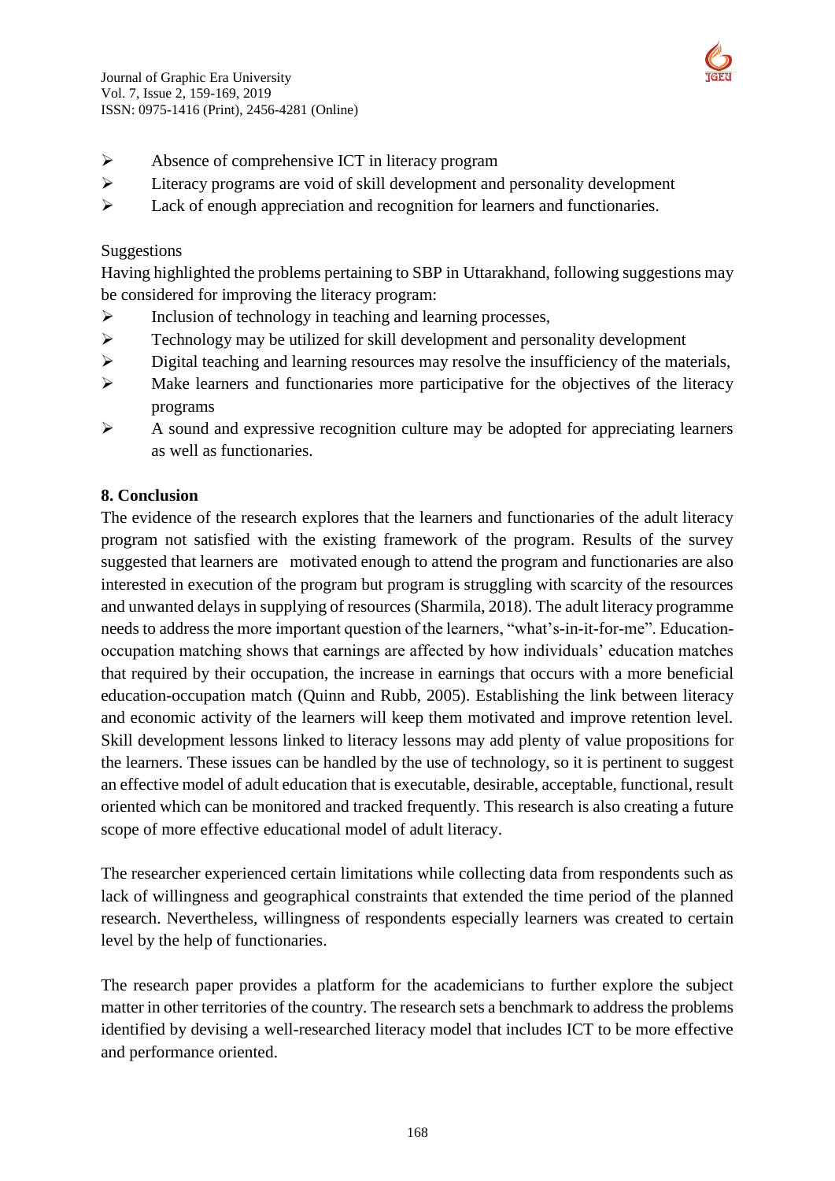- Absence of comprehensive ICT in literacy program
- Literacy programs are void of skill development and personality development
- Lack of enough appreciation and recognition for learners and functionaries.

Suggestions

Having highlighted the problems pertaining to SBP in Uttarakhand, following suggestions may be considered for improving the literacy program:

- Inclusion of technology in teaching and learning processes,
- Technology may be utilized for skill development and personality development
- Digital teaching and learning resources may resolve the insufficiency of the materials,
- Make learners and functionaries more participative for the objectives of the literacy programs
- A sound and expressive recognition culture may be adopted for appreciating learners as well as functionaries.

## 8. Conclusion

The evidence of the research explores that the learners and functionaries of the adult literacy program not satisfied with the existing framework of the program. Results of the survey suggested that learners are motivated enough to attend the program and functionaries are also interested in execution of the program but program is struggling with scarcity of the resources and unwanted delays in supplying of resources (Sharmila, 2018). The adult literacy programme needs to address the more important question of the learners, "what's-in-it-for-me". Education-occupation matching shows that earnings are affected by how individuals' education matches that required by their occupation, the increase in earnings that occurs with a more beneficial education-occupation match (Quinn and Rubb, 2005). Establishing the link between literacy and economic activity of the learners will keep them motivated and improve retention level. Skill development lessons linked to literacy lessons may add plenty of value propositions for the learners. These issues can be handled by the use of technology, so it is pertinent to suggest an effective model of adult education that is executable, desirable, acceptable, functional, result oriented which can be monitored and tracked frequently. This research is also creating a future scope of more effective educational model of adult literacy.

The researcher experienced certain limitations while collecting data from respondents such as lack of willingness and geographical constraints that extended the time period of the planned research. Nevertheless, willingness of respondents especially learners was created to certain level by the help of functionaries.

The research paper provides a platform for the academicians to further explore the subject matter in other territories of the country. The research sets a benchmark to address the problems identified by devising a well-researched literacy model that includes ICT to be more effective and performance oriented.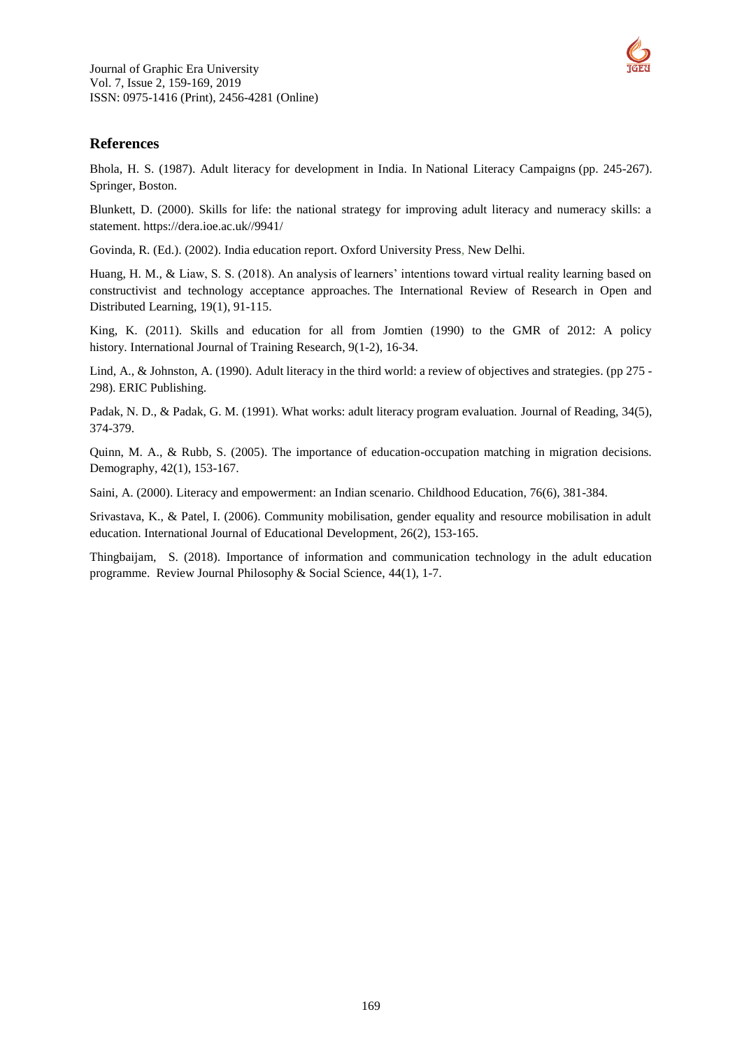## References

Bhola, H. S. (1987). Adult literacy for development in India. In National Literacy Campaigns (pp. 245-267). Springer, Boston.

Blunkett, D. (2000). Skills for life: the national strategy for improving adult literacy and numeracy skills: a statement. https://dera.ioe.ac.uk//9941/

Govinda, R. (Ed.). (2002). India education report. Oxford University Press, New Delhi.

Huang, H. M., & Liaw, S. S. (2018). An analysis of learners' intentions toward virtual reality learning based on constructivist and technology acceptance approaches. The International Review of Research in Open and Distributed Learning, 19(1), 91-115.

King, K. (2011). Skills and education for all from Jomtien (1990) to the GMR of 2012: A policy history. International Journal of Training Research, 9(1-2), 16-34.

Lind, A., & Johnston, A. (1990). Adult literacy in the third world: a review of objectives and strategies. (pp 275 - 298). ERIC Publishing.

Padak, N. D., & Padak, G. M. (1991). What works: adult literacy program evaluation. Journal of Reading, 34(5), 374-379.

Quinn, M. A., & Rubb, S. (2005). The importance of education-occupation matching in migration decisions. Demography, 42(1), 153-167.

Saini, A. (2000). Literacy and empowerment: an Indian scenario. Childhood Education, 76(6), 381-384.

Srivastava, K., & Patel, I. (2006). Community mobilisation, gender equality and resource mobilisation in adult education. International Journal of Educational Development, 26(2), 153-165.

Thingbaijam, S. (2018). Importance of information and communication technology in the adult education programme. Review Journal Philosophy & Social Science, 44(1), 1-7.